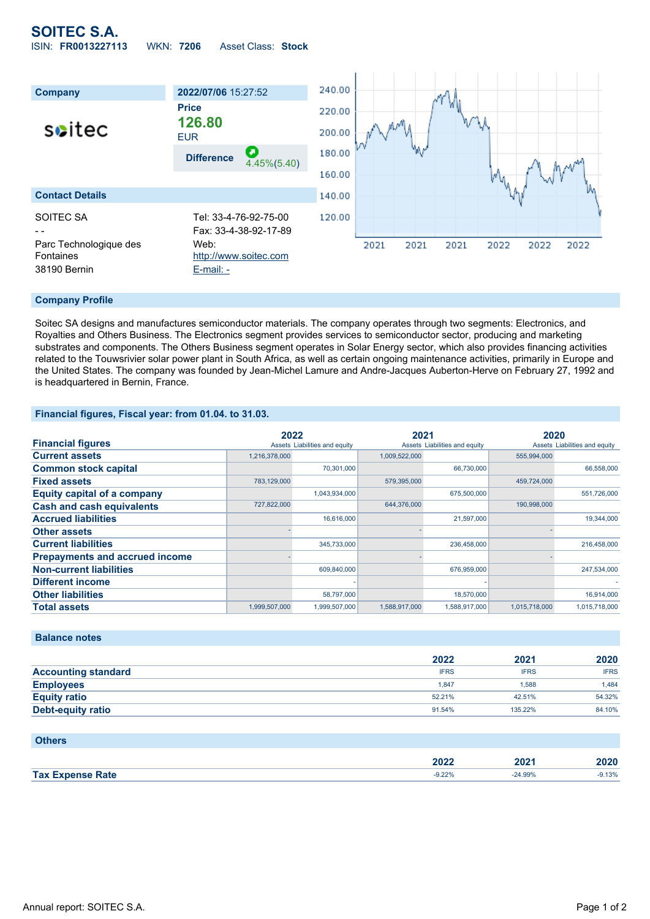# SOITEC S.A.

ISIN: **FR0013227113** WKN: **7206** Asset Class: **Stock**

| Company | 2022/07/06 15:27:52 |
|---|---|
| soitec | **Price** |
| | **126.80** |
| | EUR |
| | **Difference** 4.45%(5.40) |

## Contact Details

SOITEC SA
- -
Parc Technologique des Fontaines
38190 Bernin

Tel: 33-4-76-92-75-00
Fax: 33-4-38-92-17-89
Web: http://www.soitec.com
E-mail: -

## Company Profile

Soitec SA designs and manufactures semiconductor materials. The company operates through two segments: Electronics, and Royalties and Others Business. The Electronics segment provides services to semiconductor sector, producing and marketing substrates and components. The Others Business segment operates in Solar Energy sector, which also provides financing activities related to the Touwsrivier solar power plant in South Africa, as well as certain ongoing maintenance activities, primarily in Europe and the United States. The company was founded by Jean-Michel Lamure and Andre-Jacques Auberton-Herve on February 27, 1992 and is headquartered in Bernin, France.

## Financial figures, Fiscal year: from 01.04. to 31.03.

| Financial figures | 2022 | | 2021 | | 2020 | |
|---|---|---|---|---|---|---|
| | Assets | Liabilities and equity | Assets | Liabilities and equity | Assets | Liabilities and equity |
| **Current assets** | 1,216,378,000 | | 1,009,522,000 | | 555,994,000 | |
| **Common stock capital** | | 70,301,000 | | 66,730,000 | | 66,558,000 |
| **Fixed assets** | 783,129,000 | | 579,395,000 | | 459,724,000 | |
| **Equity capital of a company** | | 1,043,934,000 | | 675,500,000 | | 551,726,000 |
| **Cash and cash equivalents** | 727,822,000 | | 644,376,000 | | 190,998,000 | |
| **Accrued liabilities** | | 16,616,000 | | 21,597,000 | | 19,344,000 |
| **Other assets** | - | | - | | - | |
| **Current liabilities** | | 345,733,000 | | 236,458,000 | | 216,458,000 |
| **Prepayments and accrued income** | - | | - | | - | |
| **Non-current liabilities** | | 609,840,000 | | 676,959,000 | | 247,534,000 |
| **Different income** | | - | | - | | - |
| **Other liabilities** | | 58,797,000 | | 18,570,000 | | 16,914,000 |
| **Total assets** | 1,999,507,000 | 1,999,507,000 | 1,588,917,000 | 1,588,917,000 | 1,015,718,000 | 1,015,718,000 |

## Balance notes

| | 2022 | 2021 | 2020 |
|---|---|---|---|
| **Accounting standard** | IFRS | IFRS | IFRS |
| **Employees** | 1,847 | 1,588 | 1,484 |
| **Equity ratio** | 52.21% | 42.51% | 54.32% |
| **Debt-equity ratio** | 91.54% | 135.22% | 84.10% |

## Others

| | 2022 | 2021 | 2020 |
|---|---|---|---|
| **Tax Expense Rate** | -9.22% | -24.99% | -9.13% |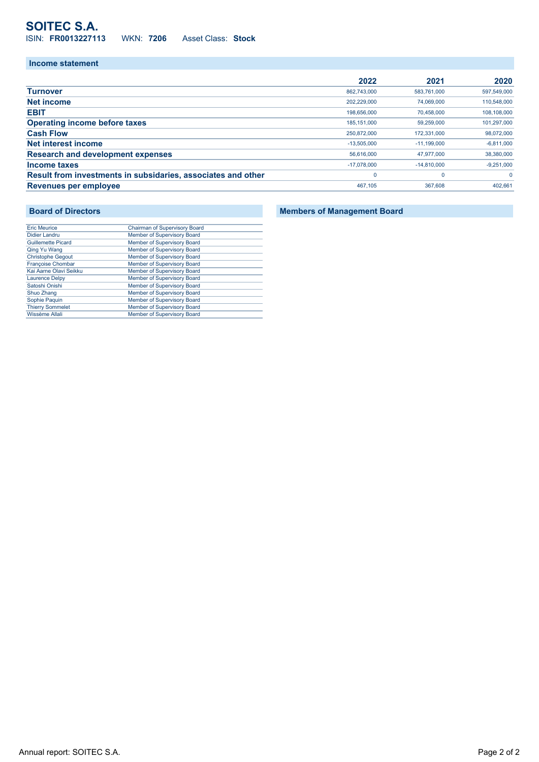# SOITEC S.A.

ISIN: **FR0013227113** WKN: **7206** Asset Class: **Stock**

## Income statement

| | 2022 | 2021 | 2020 |
|---|---|---|---|
| **Turnover** | 862,743,000 | 583,761,000 | 597,549,000 |
| **Net income** | 202,229,000 | 74,069,000 | 110,548,000 |
| **EBIT** | 198,656,000 | 70,458,000 | 108,108,000 |
| **Operating income before taxes** | 185,151,000 | 59,259,000 | 101,297,000 |
| **Cash Flow** | 250,872,000 | 172,331,000 | 98,072,000 |
| **Net interest income** | -13,505,000 | -11,199,000 | -6,811,000 |
| **Research and development expenses** | 56,616,000 | 47,977,000 | 38,380,000 |
| **Income taxes** | -17,078,000 | -14,810,000 | -9,251,000 |
| **Result from investments in subsidaries, associates and other** | 0 | 0 | 0 |
| **Revenues per employee** | 467,105 | 367,608 | 402,661 |

## Board of Directors

| | |
|---|---|
| Eric Meurice | Chairman of Supervisory Board |
| Didier Landru | Member of Supervisory Board |
| Guillemette Picard | Member of Supervisory Board |
| Qing Yu Wang | Member of Supervisory Board |
| Christophe Gegout | Member of Supervisory Board |
| Françoise Chombar | Member of Supervisory Board |
| Kai Aarne Olavi Seikku | Member of Supervisory Board |
| Laurence Delpy | Member of Supervisory Board |
| Satoshi Onishi | Member of Supervisory Board |
| Shuo Zhang | Member of Supervisory Board |
| Sophie Paquin | Member of Supervisory Board |
| Thierry Sommelet | Member of Supervisory Board |
| Wissème Allali | Member of Supervisory Board |

## Members of Management Board